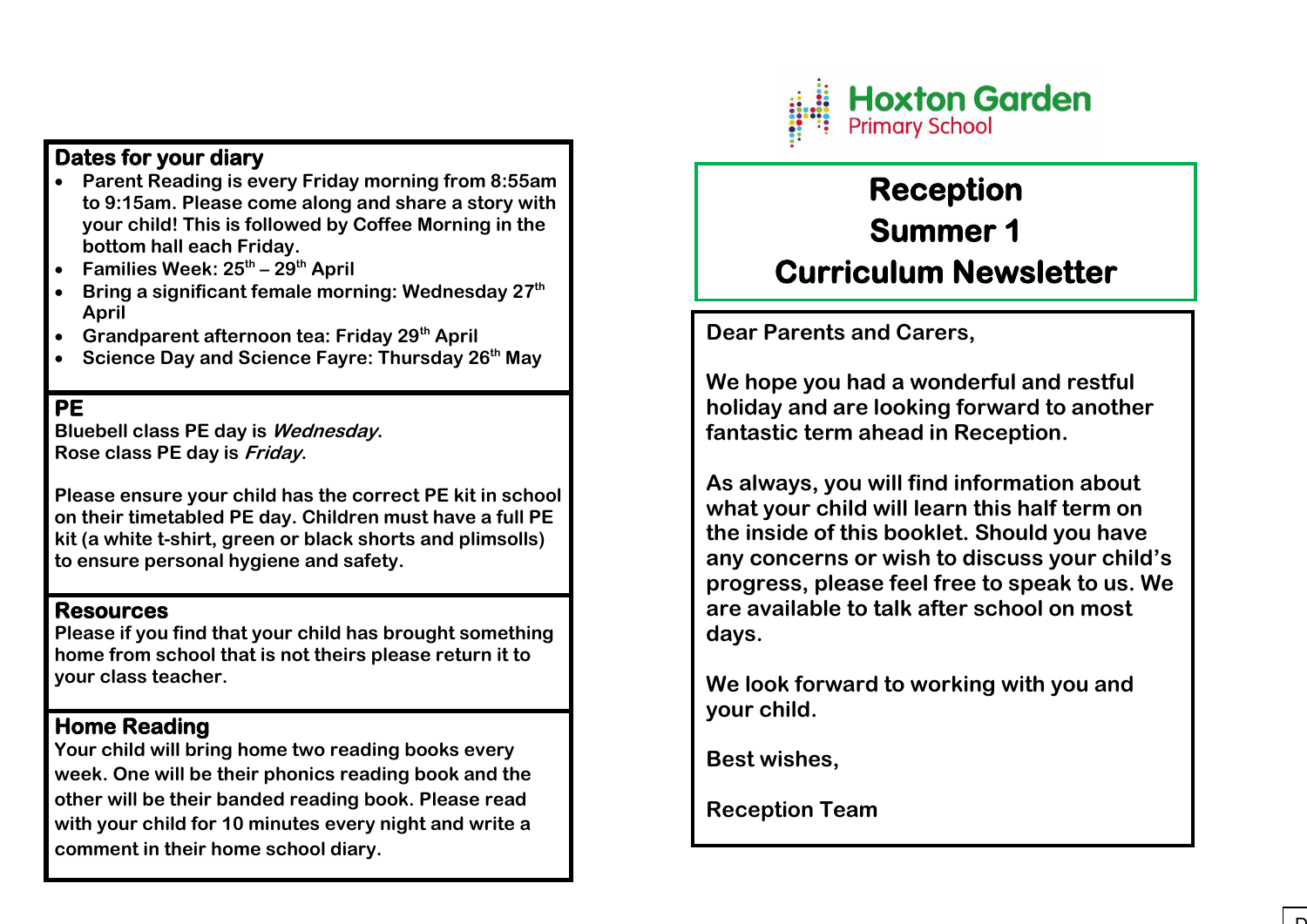## Dates for your diary

- Parent Reading is every Friday morning from 8:55am to 9:15am. Please come along and share a story with your child! This is followed by Coffee Morning in the bottom hall each Friday.
- Families Week: 25th – 29th April
- Bring a significant female morning: Wednesday 27th April
- Grandparent afternoon tea: Friday 29th April
- Science Day and Science Fayre: Thursday 26th May

## PE

Bluebell class PE day is *Wednesday*.
Rose class PE day is *Friday*.

Please ensure your child has the correct PE kit in school on their timetabled PE day. Children must have a full PE kit (a white t-shirt, green or black shorts and plimsolls) to ensure personal hygiene and safety.

## Resources

Please if you find that your child has brought something home from school that is not theirs please return it to your class teacher.

## Home Reading

Your child will bring home two reading books every week. One will be their phonics reading book and the other will be their banded reading book. Please read with your child for 10 minutes every night and write a comment in their home school diary.

**Hoxton Garden**
Primary School

# Reception
# Summer 1
# Curriculum Newsletter

Dear Parents and Carers,

We hope you had a wonderful and restful holiday and are looking forward to another fantastic term ahead in Reception.

As always, you will find information about what your child will learn this half term on the inside of this booklet. Should you have any concerns or wish to discuss your child's progress, please feel free to speak to us. We are available to talk after school on most days.

We look forward to working with you and your child.

Best wishes,

Reception Team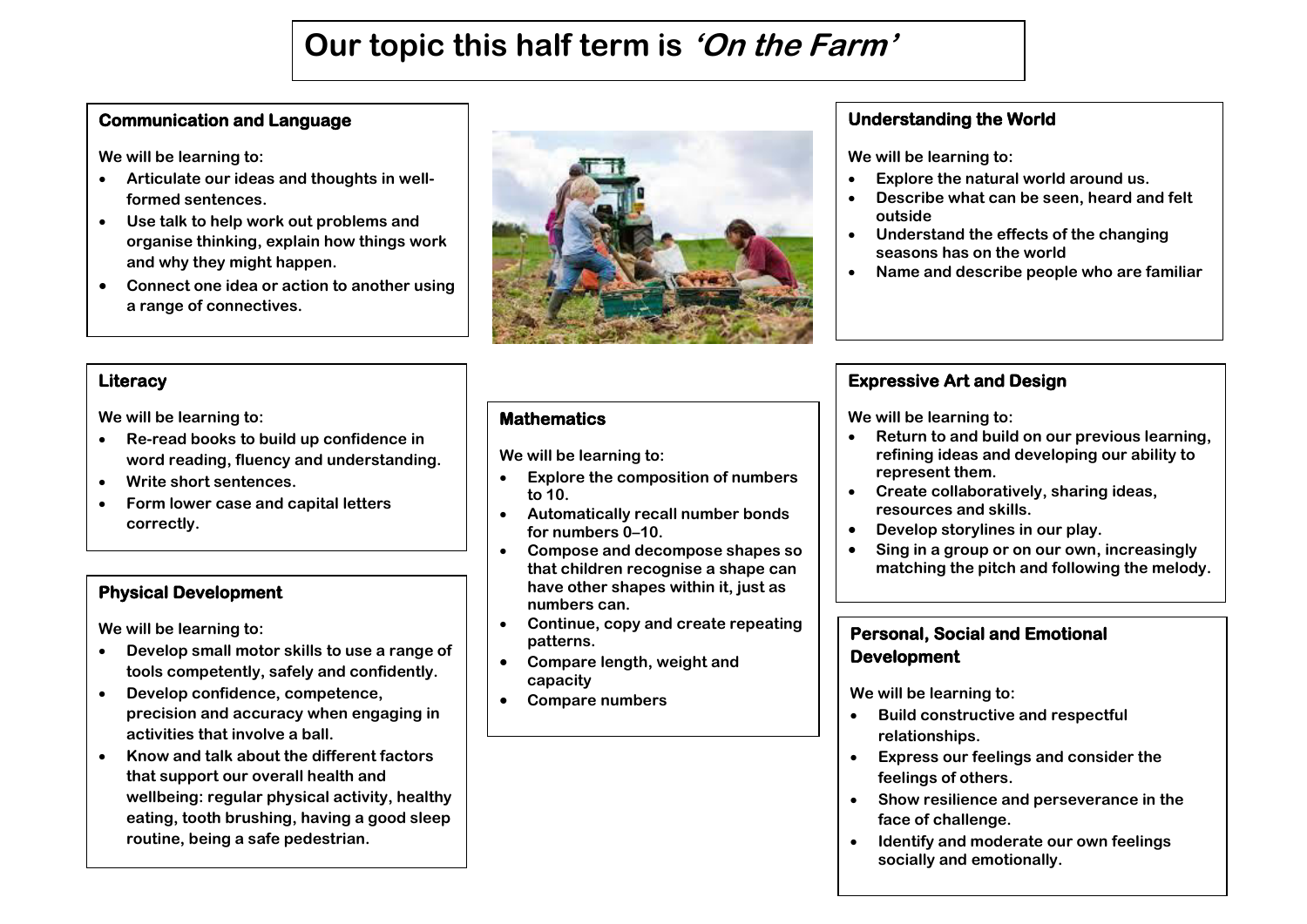# Our topic this half term is *'On the Farm'*

## Communication and Language

We will be learning to:

- Articulate our ideas and thoughts in well-formed sentences.
- Use talk to help work out problems and organise thinking, explain how things work and why they might happen.
- Connect one idea or action to another using a range of connectives.

## Understanding the World

We will be learning to:

- Explore the natural world around us.
- Describe what can be seen, heard and felt outside
- Understand the effects of the changing seasons has on the world
- Name and describe people who are familiar

## Literacy

We will be learning to:

- Re-read books to build up confidence in word reading, fluency and understanding.
- Write short sentences.
- Form lower case and capital letters correctly.

## Mathematics

We will be learning to:

- Explore the composition of numbers to 10.
- Automatically recall number bonds for numbers 0–10.
- Compose and decompose shapes so that children recognise a shape can have other shapes within it, just as numbers can.
- Continue, copy and create repeating patterns.
- Compare length, weight and capacity
- Compare numbers

## Expressive Art and Design

We will be learning to:

- Return to and build on our previous learning, refining ideas and developing our ability to represent them.
- Create collaboratively, sharing ideas, resources and skills.
- Develop storylines in our play.
- Sing in a group or on our own, increasingly matching the pitch and following the melody.

## Physical Development

We will be learning to:

- Develop small motor skills to use a range of tools competently, safely and confidently.
- Develop confidence, competence, precision and accuracy when engaging in activities that involve a ball.
- Know and talk about the different factors that support our overall health and wellbeing: regular physical activity, healthy eating, tooth brushing, having a good sleep routine, being a safe pedestrian.

## Personal, Social and Emotional Development

We will be learning to:

- Build constructive and respectful relationships.
- Express our feelings and consider the feelings of others.
- Show resilience and perseverance in the face of challenge.
- Identify and moderate our own feelings socially and emotionally.